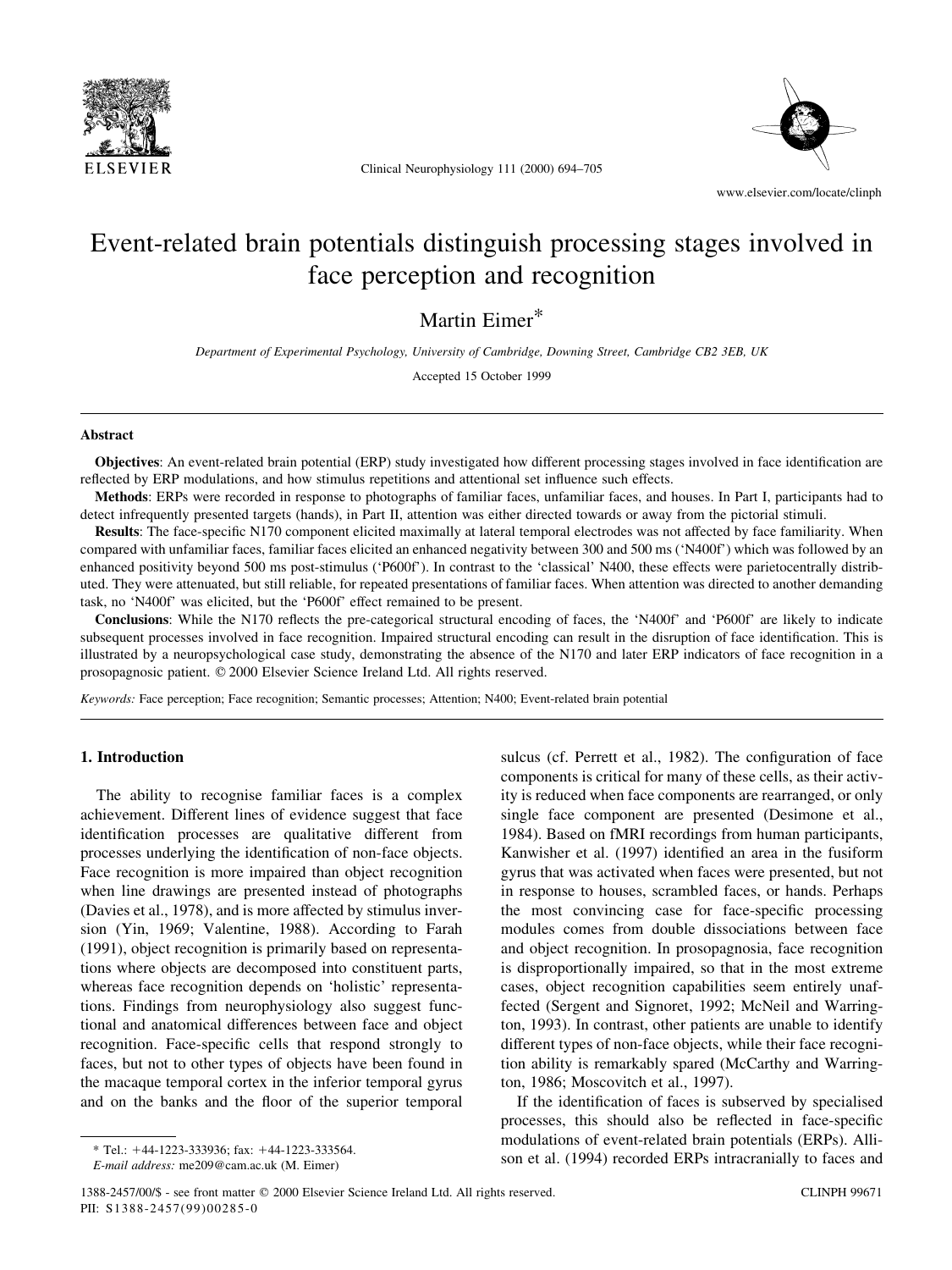# Event-related brain potentials distinguish processing stages involved in face perception and recognition

Martin Eimer*

*Department of Experimental Psychology, University of Cambridge, Downing Street, Cambridge CB2 3EB, UK*

Accepted 15 October 1999

## Abstract

**Objectives**: An event-related brain potential (ERP) study investigated how different processing stages involved in face identification are reflected by ERP modulations, and how stimulus repetitions and attentional set influence such effects.

**Methods**: ERPs were recorded in response to photographs of familiar faces, unfamiliar faces, and houses. In Part I, participants had to detect infrequently presented targets (hands), in Part II, attention was either directed towards or away from the pictorial stimuli.

**Results**: The face-specific N170 component elicited maximally at lateral temporal electrodes was not affected by face familiarity. When compared with unfamiliar faces, familiar faces elicited an enhanced negativity between 300 and 500 ms ('N400f') which was followed by an enhanced positivity beyond 500 ms post-stimulus ('P600f'). In contrast to the 'classical' N400, these effects were parietocentrally distributed. They were attenuated, but still reliable, for repeated presentations of familiar faces. When attention was directed to another demanding task, no 'N400f' was elicited, but the 'P600f' effect remained to be present.

**Conclusions**: While the N170 reflects the pre-categorical structural encoding of faces, the 'N400f' and 'P600f' are likely to indicate subsequent processes involved in face recognition. Impaired structural encoding can result in the disruption of face identification. This is illustrated by a neuropsychological case study, demonstrating the absence of the N170 and later ERP indicators of face recognition in a prosopagnosic patient. © 2000 Elsevier Science Ireland Ltd. All rights reserved.

*Keywords:* Face perception; Face recognition; Semantic processes; Attention; N400; Event-related brain potential

## 1. Introduction

The ability to recognise familiar faces is a complex achievement. Different lines of evidence suggest that face identification processes are qualitative different from processes underlying the identification of non-face objects. Face recognition is more impaired than object recognition when line drawings are presented instead of photographs (Davies et al., 1978), and is more affected by stimulus inversion (Yin, 1969; Valentine, 1988). According to Farah (1991), object recognition is primarily based on representations where objects are decomposed into constituent parts, whereas face recognition depends on 'holistic' representations. Findings from neurophysiology also suggest functional and anatomical differences between face and object recognition. Face-specific cells that respond strongly to faces, but not to other types of objects have been found in the macaque temporal cortex in the inferior temporal gyrus and on the banks and the floor of the superior temporal sulcus (cf. Perrett et al., 1982). The configuration of face components is critical for many of these cells, as their activity is reduced when face components are rearranged, or only single face component are presented (Desimone et al., 1984). Based on fMRI recordings from human participants, Kanwisher et al. (1997) identified an area in the fusiform gyrus that was activated when faces were presented, but not in response to houses, scrambled faces, or hands. Perhaps the most convincing case for face-specific processing modules comes from double dissociations between face and object recognition. In prosopagnosia, face recognition is disproportionally impaired, so that in the most extreme cases, object recognition capabilities seem entirely unaffected (Sergent and Signoret, 1992; McNeil and Warrington, 1993). In contrast, other patients are unable to identify different types of non-face objects, while their face recognition ability is remarkably spared (McCarthy and Warrington, 1986; Moscovitch et al., 1997).

If the identification of faces is subserved by specialised processes, this should also be reflected in face-specific modulations of event-related brain potentials (ERPs). Allison et al. (1994) recorded ERPs intracranially to faces and

* Tel.: +44-1223-333936; fax: +44-1223-333564.
*E-mail address:* me209@cam.ac.uk (M. Eimer)

1388-2457/00/$ - see front matter © 2000 Elsevier Science Ireland Ltd. All rights reserved.
PII: S1388-2457(99)00285-0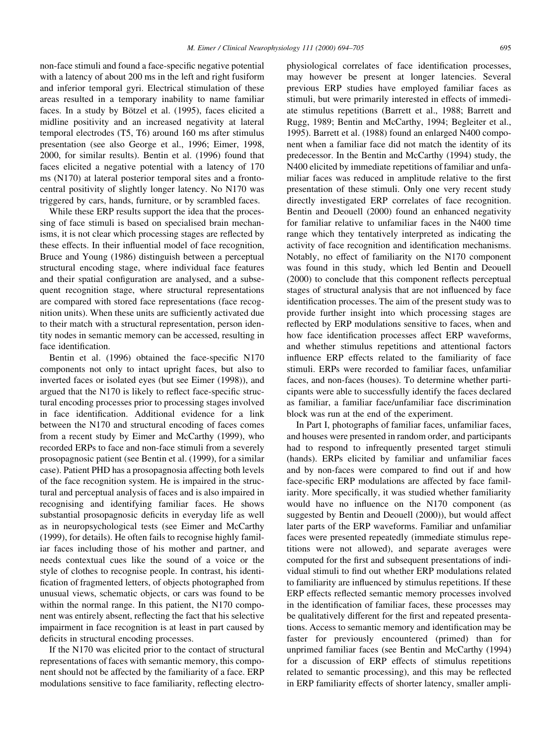non-face stimuli and found a face-specific negative potential with a latency of about 200 ms in the left and right fusiform and inferior temporal gyri. Electrical stimulation of these areas resulted in a temporary inability to name familiar faces. In a study by Bötzel et al. (1995), faces elicited a midline positivity and an increased negativity at lateral temporal electrodes (T5, T6) around 160 ms after stimulus presentation (see also George et al., 1996; Eimer, 1998, 2000, for similar results). Bentin et al. (1996) found that faces elicited a negative potential with a latency of 170 ms (N170) at lateral posterior temporal sites and a frontocentral positivity of slightly longer latency. No N170 was triggered by cars, hands, furniture, or by scrambled faces.

While these ERP results support the idea that the processing of face stimuli is based on specialised brain mechanisms, it is not clear which processing stages are reflected by these effects. In their influential model of face recognition, Bruce and Young (1986) distinguish between a perceptual structural encoding stage, where individual face features and their spatial configuration are analysed, and a subsequent recognition stage, where structural representations are compared with stored face representations (face recognition units). When these units are sufficiently activated due to their match with a structural representation, person identity nodes in semantic memory can be accessed, resulting in face identification.

Bentin et al. (1996) obtained the face-specific N170 components not only to intact upright faces, but also to inverted faces or isolated eyes (but see Eimer (1998)), and argued that the N170 is likely to reflect face-specific structural encoding processes prior to processing stages involved in face identification. Additional evidence for a link between the N170 and structural encoding of faces comes from a recent study by Eimer and McCarthy (1999), who recorded ERPs to face and non-face stimuli from a severely prosopagnosic patient (see Bentin et al. (1999), for a similar case). Patient PHD has a prosopagnosia affecting both levels of the face recognition system. He is impaired in the structural and perceptual analysis of faces and is also impaired in recognising and identifying familiar faces. He shows substantial prosopagnosic deficits in everyday life as well as in neuropsychological tests (see Eimer and McCarthy (1999), for details). He often fails to recognise highly familiar faces including those of his mother and partner, and needs contextual cues like the sound of a voice or the style of clothes to recognise people. In contrast, his identification of fragmented letters, of objects photographed from unusual views, schematic objects, or cars was found to be within the normal range. In this patient, the N170 component was entirely absent, reflecting the fact that his selective impairment in face recognition is at least in part caused by deficits in structural encoding processes.

If the N170 was elicited prior to the contact of structural representations of faces with semantic memory, this component should not be affected by the familiarity of a face. ERP modulations sensitive to face familiarity, reflecting electrophysiological correlates of face identification processes, may however be present at longer latencies. Several previous ERP studies have employed familiar faces as stimuli, but were primarily interested in effects of immediate stimulus repetitions (Barrett et al., 1988; Barrett and Rugg, 1989; Bentin and McCarthy, 1994; Begleiter et al., 1995). Barrett et al. (1988) found an enlarged N400 component when a familiar face did not match the identity of its predecessor. In the Bentin and McCarthy (1994) study, the N400 elicited by immediate repetitions of familiar and unfamiliar faces was reduced in amplitude relative to the first presentation of these stimuli. Only one very recent study directly investigated ERP correlates of face recognition. Bentin and Deouell (2000) found an enhanced negativity for familiar relative to unfamiliar faces in the N400 time range which they tentatively interpreted as indicating the activity of face recognition and identification mechanisms. Notably, no effect of familiarity on the N170 component was found in this study, which led Bentin and Deouell (2000) to conclude that this component reflects perceptual stages of structural analysis that are not influenced by face identification processes. The aim of the present study was to provide further insight into which processing stages are reflected by ERP modulations sensitive to faces, when and how face identification processes affect ERP waveforms, and whether stimulus repetitions and attentional factors influence ERP effects related to the familiarity of face stimuli. ERPs were recorded to familiar faces, unfamiliar faces, and non-faces (houses). To determine whether participants were able to successfully identify the faces declared as familiar, a familiar face/unfamiliar face discrimination block was run at the end of the experiment.

In Part I, photographs of familiar faces, unfamiliar faces, and houses were presented in random order, and participants had to respond to infrequently presented target stimuli (hands). ERPs elicited by familiar and unfamiliar faces and by non-faces were compared to find out if and how face-specific ERP modulations are affected by face familiarity. More specifically, it was studied whether familiarity would have no influence on the N170 component (as suggested by Bentin and Deouell (2000)), but would affect later parts of the ERP waveforms. Familiar and unfamiliar faces were presented repeatedly (immediate stimulus repetitions were not allowed), and separate averages were computed for the first and subsequent presentations of individual stimuli to find out whether ERP modulations related to familiarity are influenced by stimulus repetitions. If these ERP effects reflected semantic memory processes involved in the identification of familiar faces, these processes may be qualitatively different for the first and repeated presentations. Access to semantic memory and identification may be faster for previously encountered (primed) than for unprimed familiar faces (see Bentin and McCarthy (1994) for a discussion of ERP effects of stimulus repetitions related to semantic processing), and this may be reflected in ERP familiarity effects of shorter latency, smaller ampli-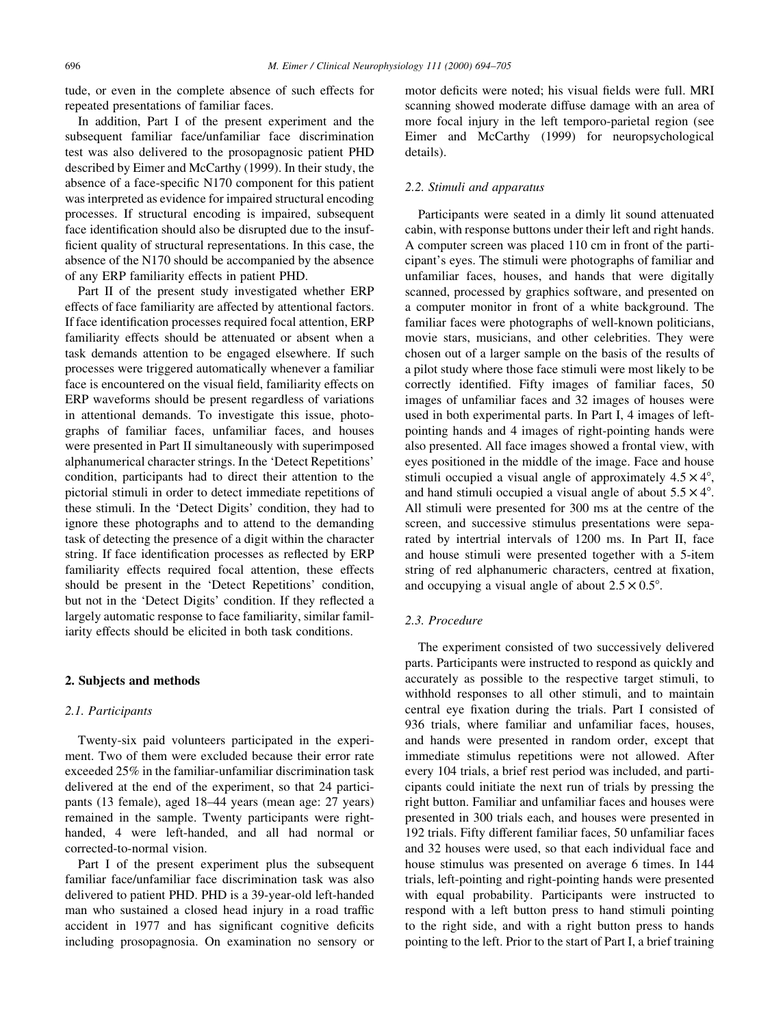tude, or even in the complete absence of such effects for repeated presentations of familiar faces.

In addition, Part I of the present experiment and the subsequent familiar face/unfamiliar face discrimination test was also delivered to the prosopagnosic patient PHD described by Eimer and McCarthy (1999). In their study, the absence of a face-specific N170 component for this patient was interpreted as evidence for impaired structural encoding processes. If structural encoding is impaired, subsequent face identification should also be disrupted due to the insufficient quality of structural representations. In this case, the absence of the N170 should be accompanied by the absence of any ERP familiarity effects in patient PHD.

Part II of the present study investigated whether ERP effects of face familiarity are affected by attentional factors. If face identification processes required focal attention, ERP familiarity effects should be attenuated or absent when a task demands attention to be engaged elsewhere. If such processes were triggered automatically whenever a familiar face is encountered on the visual field, familiarity effects on ERP waveforms should be present regardless of variations in attentional demands. To investigate this issue, photographs of familiar faces, unfamiliar faces, and houses were presented in Part II simultaneously with superimposed alphanumerical character strings. In the 'Detect Repetitions' condition, participants had to direct their attention to the pictorial stimuli in order to detect immediate repetitions of these stimuli. In the 'Detect Digits' condition, they had to ignore these photographs and to attend to the demanding task of detecting the presence of a digit within the character string. If face identification processes as reflected by ERP familiarity effects required focal attention, these effects should be present in the 'Detect Repetitions' condition, but not in the 'Detect Digits' condition. If they reflected a largely automatic response to face familiarity, similar familiarity effects should be elicited in both task conditions.

## 2. Subjects and methods

### 2.1. Participants

Twenty-six paid volunteers participated in the experiment. Two of them were excluded because their error rate exceeded 25% in the familiar-unfamiliar discrimination task delivered at the end of the experiment, so that 24 participants (13 female), aged 18–44 years (mean age: 27 years) remained in the sample. Twenty participants were right-handed, 4 were left-handed, and all had normal or corrected-to-normal vision.

Part I of the present experiment plus the subsequent familiar face/unfamiliar face discrimination task was also delivered to patient PHD. PHD is a 39-year-old left-handed man who sustained a closed head injury in a road traffic accident in 1977 and has significant cognitive deficits including prosopagnosia. On examination no sensory or motor deficits were noted; his visual fields were full. MRI scanning showed moderate diffuse damage with an area of more focal injury in the left temporo-parietal region (see Eimer and McCarthy (1999) for neuropsychological details).

### 2.2. Stimuli and apparatus

Participants were seated in a dimly lit sound attenuated cabin, with response buttons under their left and right hands. A computer screen was placed 110 cm in front of the participant's eyes. The stimuli were photographs of familiar and unfamiliar faces, houses, and hands that were digitally scanned, processed by graphics software, and presented on a computer monitor in front of a white background. The familiar faces were photographs of well-known politicians, movie stars, musicians, and other celebrities. They were chosen out of a larger sample on the basis of the results of a pilot study where those face stimuli were most likely to be correctly identified. Fifty images of familiar faces, 50 images of unfamiliar faces and 32 images of houses were used in both experimental parts. In Part I, 4 images of left-pointing hands and 4 images of right-pointing hands were also presented. All face images showed a frontal view, with eyes positioned in the middle of the image. Face and house stimuli occupied a visual angle of approximately $4.5 \times 4°$, and hand stimuli occupied a visual angle of about $5.5 \times 4°$. All stimuli were presented for 300 ms at the centre of the screen, and successive stimulus presentations were separated by intertrial intervals of 1200 ms. In Part II, face and house stimuli were presented together with a 5-item string of red alphanumeric characters, centred at fixation, and occupying a visual angle of about $2.5 \times 0.5°$.

### 2.3. Procedure

The experiment consisted of two successively delivered parts. Participants were instructed to respond as quickly and accurately as possible to the respective target stimuli, to withhold responses to all other stimuli, and to maintain central eye fixation during the trials. Part I consisted of 936 trials, where familiar and unfamiliar faces, houses, and hands were presented in random order, except that immediate stimulus repetitions were not allowed. After every 104 trials, a brief rest period was included, and participants could initiate the next run of trials by pressing the right button. Familiar and unfamiliar faces and houses were presented in 300 trials each, and houses were presented in 192 trials. Fifty different familiar faces, 50 unfamiliar faces and 32 houses were used, so that each individual face and house stimulus was presented on average 6 times. In 144 trials, left-pointing and right-pointing hands were presented with equal probability. Participants were instructed to respond with a left button press to hand stimuli pointing to the right side, and with a right button press to hands pointing to the left. Prior to the start of Part I, a brief training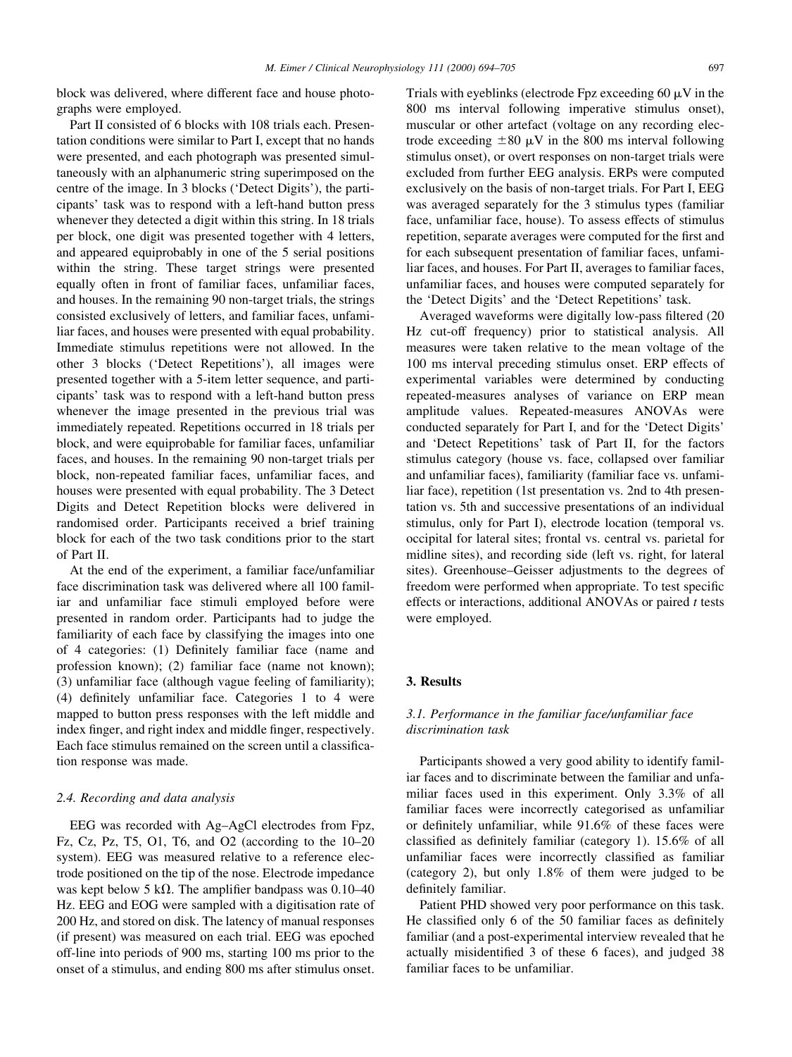block was delivered, where different face and house photographs were employed.

Part II consisted of 6 blocks with 108 trials each. Presentation conditions were similar to Part I, except that no hands were presented, and each photograph was presented simultaneously with an alphanumeric string superimposed on the centre of the image. In 3 blocks ('Detect Digits'), the participants' task was to respond with a left-hand button press whenever they detected a digit within this string. In 18 trials per block, one digit was presented together with 4 letters, and appeared equiprobably in one of the 5 serial positions within the string. These target strings were presented equally often in front of familiar faces, unfamiliar faces, and houses. In the remaining 90 non-target trials, the strings consisted exclusively of letters, and familiar faces, unfamiliar faces, and houses were presented with equal probability. Immediate stimulus repetitions were not allowed. In the other 3 blocks ('Detect Repetitions'), all images were presented together with a 5-item letter sequence, and participants' task was to respond with a left-hand button press whenever the image presented in the previous trial was immediately repeated. Repetitions occurred in 18 trials per block, and were equiprobable for familiar faces, unfamiliar faces, and houses. In the remaining 90 non-target trials per block, non-repeated familiar faces, unfamiliar faces, and houses were presented with equal probability. The 3 Detect Digits and Detect Repetition blocks were delivered in randomised order. Participants received a brief training block for each of the two task conditions prior to the start of Part II.

At the end of the experiment, a familiar face/unfamiliar face discrimination task was delivered where all 100 familiar and unfamiliar face stimuli employed before were presented in random order. Participants had to judge the familiarity of each face by classifying the images into one of 4 categories: (1) Definitely familiar face (name and profession known); (2) familiar face (name not known); (3) unfamiliar face (although vague feeling of familiarity); (4) definitely unfamiliar face. Categories 1 to 4 were mapped to button press responses with the left middle and index finger, and right index and middle finger, respectively. Each face stimulus remained on the screen until a classification response was made.

### 2.4. Recording and data analysis

EEG was recorded with Ag–AgCl electrodes from Fpz, Fz, Cz, Pz, T5, O1, T6, and O2 (according to the 10–20 system). EEG was measured relative to a reference electrode positioned on the tip of the nose. Electrode impedance was kept below 5 kΩ. The amplifier bandpass was 0.10–40 Hz. EEG and EOG were sampled with a digitisation rate of 200 Hz, and stored on disk. The latency of manual responses (if present) was measured on each trial. EEG was epoched off-line into periods of 900 ms, starting 100 ms prior to the onset of a stimulus, and ending 800 ms after stimulus onset. Trials with eyeblinks (electrode Fpz exceeding 60 μV in the 800 ms interval following imperative stimulus onset), muscular or other artefact (voltage on any recording electrode exceeding ±80 μV in the 800 ms interval following stimulus onset), or overt responses on non-target trials were excluded from further EEG analysis. ERPs were computed exclusively on the basis of non-target trials. For Part I, EEG was averaged separately for the 3 stimulus types (familiar face, unfamiliar face, house). To assess effects of stimulus repetition, separate averages were computed for the first and for each subsequent presentation of familiar faces, unfamiliar faces, and houses. For Part II, averages to familiar faces, unfamiliar faces, and houses were computed separately for the 'Detect Digits' and the 'Detect Repetitions' task.

Averaged waveforms were digitally low-pass filtered (20 Hz cut-off frequency) prior to statistical analysis. All measures were taken relative to the mean voltage of the 100 ms interval preceding stimulus onset. ERP effects of experimental variables were determined by conducting repeated-measures analyses of variance on ERP mean amplitude values. Repeated-measures ANOVAs were conducted separately for Part I, and for the 'Detect Digits' and 'Detect Repetitions' task of Part II, for the factors stimulus category (house vs. face, collapsed over familiar and unfamiliar faces), familiarity (familiar face vs. unfamiliar face), repetition (1st presentation vs. 2nd to 4th presentation vs. 5th and successive presentations of an individual stimulus, only for Part I), electrode location (temporal vs. occipital for lateral sites; frontal vs. central vs. parietal for midline sites), and recording side (left vs. right, for lateral sites). Greenhouse–Geisser adjustments to the degrees of freedom were performed when appropriate. To test specific effects or interactions, additional ANOVAs or paired *t* tests were employed.

## 3. Results

### 3.1. Performance in the familiar face/unfamiliar face discrimination task

Participants showed a very good ability to identify familiar faces and to discriminate between the familiar and unfamiliar faces used in this experiment. Only 3.3% of all familiar faces were incorrectly categorised as unfamiliar or definitely unfamiliar, while 91.6% of these faces were classified as definitely familiar (category 1). 15.6% of all unfamiliar faces were incorrectly classified as familiar (category 2), but only 1.8% of them were judged to be definitely familiar.

Patient PHD showed very poor performance on this task. He classified only 6 of the 50 familiar faces as definitely familiar (and a post-experimental interview revealed that he actually misidentified 3 of these 6 faces), and judged 38 familiar faces to be unfamiliar.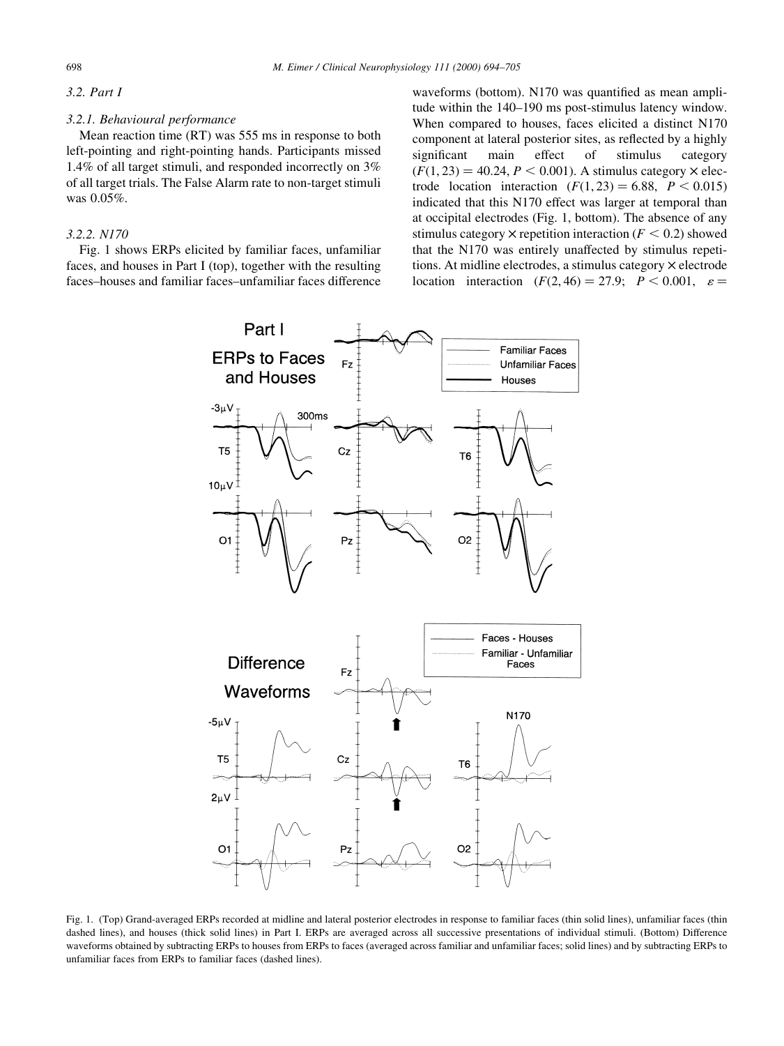### 3.2. Part I

#### 3.2.1. Behavioural performance

Mean reaction time (RT) was 555 ms in response to both left-pointing and right-pointing hands. Participants missed 1.4% of all target stimuli, and responded incorrectly on 3% of all target trials. The False Alarm rate to non-target stimuli was 0.05%.

#### 3.2.2. N170

Fig. 1 shows ERPs elicited by familiar faces, unfamiliar faces, and houses in Part I (top), together with the resulting faces–houses and familiar faces–unfamiliar faces difference waveforms (bottom). N170 was quantified as mean amplitude within the 140–190 ms post-stimulus latency window. When compared to houses, faces elicited a distinct N170 component at lateral posterior sites, as reflected by a highly significant main effect of stimulus category ($F(1, 23) = 40.24$, $P < 0.001$). A stimulus category × electrode location interaction ($F(1, 23) = 6.88$, $P < 0.015$) indicated that this N170 effect was larger at temporal than at occipital electrodes (Fig. 1, bottom). The absence of any stimulus category × repetition interaction ($F < 0.2$) showed that the N170 was entirely unaffected by stimulus repetitions. At midline electrodes, a stimulus category × electrode location interaction ($F(2, 46) = 27.9$; $P < 0.001$, $\varepsilon =$

Fig. 1. (Top) Grand-averaged ERPs recorded at midline and lateral posterior electrodes in response to familiar faces (thin solid lines), unfamiliar faces (thin dashed lines), and houses (thick solid lines) in Part I. ERPs are averaged across all successive presentations of individual stimuli. (Bottom) Difference waveforms obtained by subtracting ERPs to houses from ERPs to faces (averaged across familiar and unfamiliar faces; solid lines) and by subtracting ERPs to unfamiliar faces from ERPs to familiar faces (dashed lines).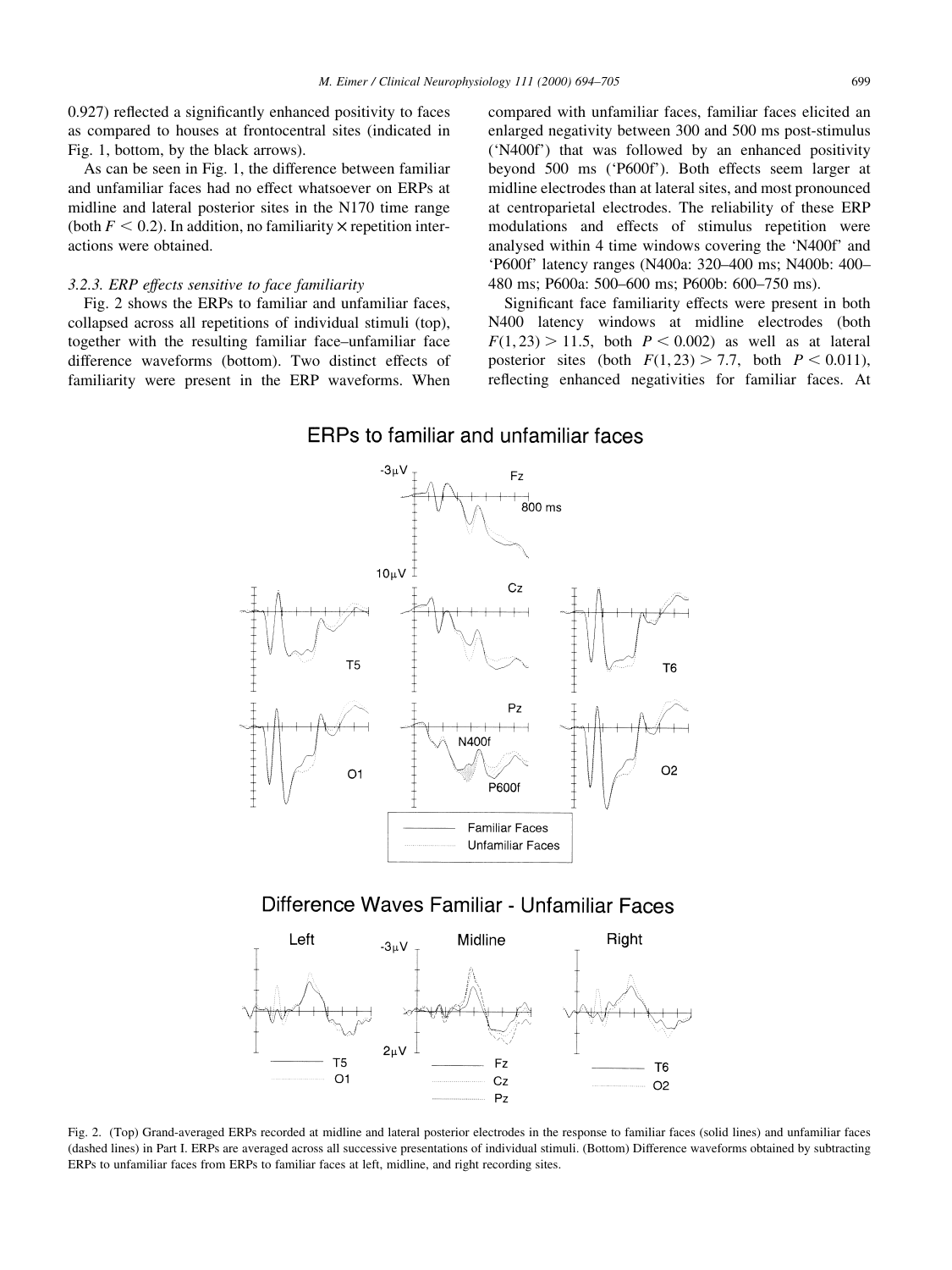0.927) reflected a significantly enhanced positivity to faces as compared to houses at frontocentral sites (indicated in Fig. 1, bottom, by the black arrows).

As can be seen in Fig. 1, the difference between familiar and unfamiliar faces had no effect whatsoever on ERPs at midline and lateral posterior sites in the N170 time range (both $F < 0.2$). In addition, no familiarity × repetition interactions were obtained.

### 3.2.3. ERP effects sensitive to face familiarity

Fig. 2 shows the ERPs to familiar and unfamiliar faces, collapsed across all repetitions of individual stimuli (top), together with the resulting familiar face–unfamiliar face difference waveforms (bottom). Two distinct effects of familiarity were present in the ERP waveforms. When compared with unfamiliar faces, familiar faces elicited an enlarged negativity between 300 and 500 ms post-stimulus ('N400f') that was followed by an enhanced positivity beyond 500 ms ('P600f'). Both effects seem larger at midline electrodes than at lateral sites, and most pronounced at centroparietal electrodes. The reliability of these ERP modulations and effects of stimulus repetition were analysed within 4 time windows covering the 'N400f' and 'P600f' latency ranges (N400a: 320–400 ms; N400b: 400–480 ms; P600a: 500–600 ms; P600b: 600–750 ms).

Significant face familiarity effects were present in both N400 latency windows at midline electrodes (both $F(1,23) > 11.5$, both $P < 0.002$) as well as at lateral posterior sites (both $F(1,23) > 7.7$, both $P < 0.011$), reflecting enhanced negativities for familiar faces. At

Fig. 2. (Top) Grand-averaged ERPs recorded at midline and lateral posterior electrodes in the response to familiar faces (solid lines) and unfamiliar faces (dashed lines) in Part I. ERPs are averaged across all successive presentations of individual stimuli. (Bottom) Difference waveforms obtained by subtracting ERPs to unfamiliar faces from ERPs to familiar faces at left, midline, and right recording sites.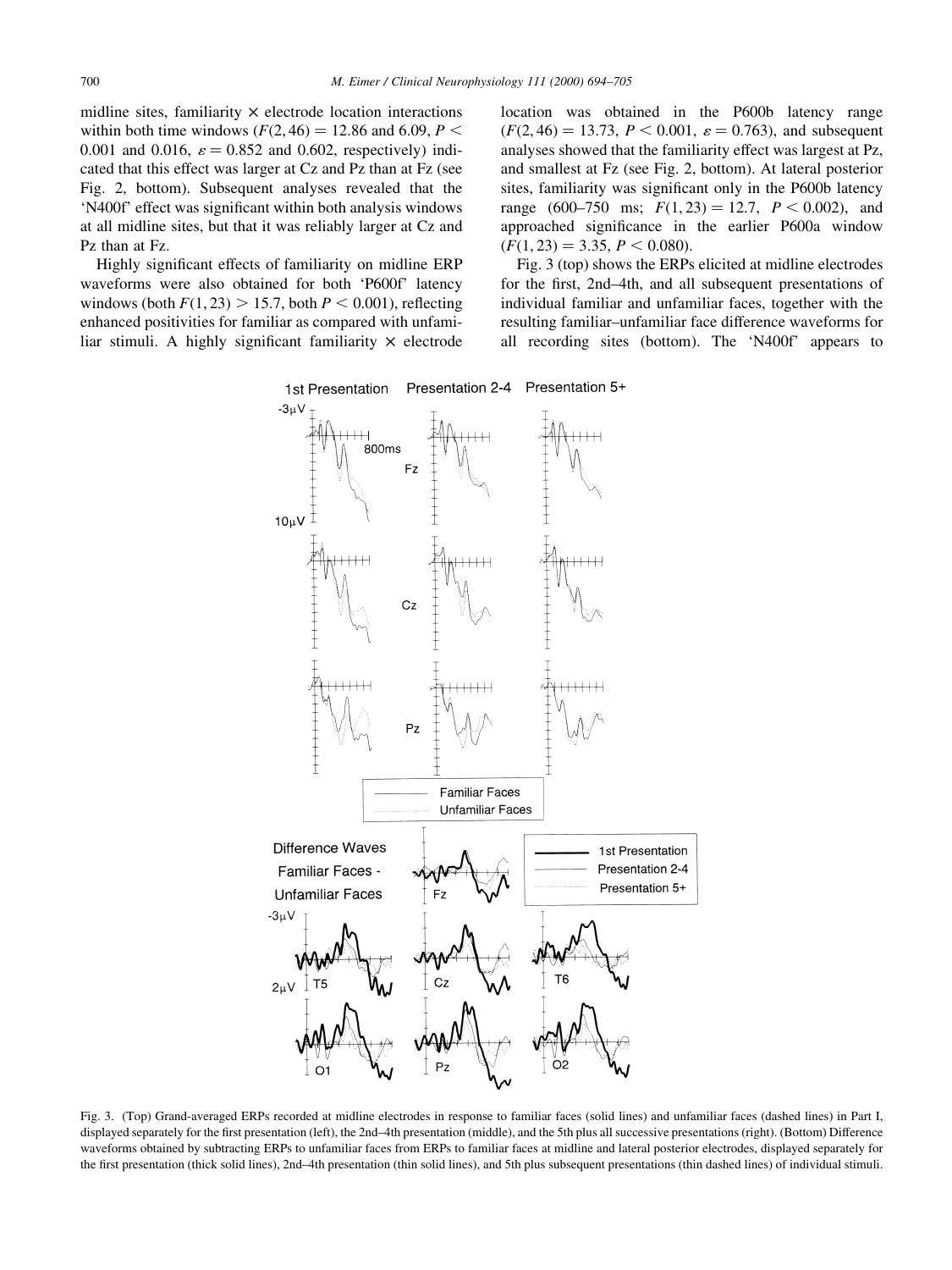midline sites, familiarity × electrode location interactions within both time windows ($F(2, 46) = 12.86$ and 6.09, $P <$ 0.001 and 0.016, $\varepsilon = 0.852$ and 0.602, respectively) indicated that this effect was larger at Cz and Pz than at Fz (see Fig. 2, bottom). Subsequent analyses revealed that the 'N400f' effect was significant within both analysis windows at all midline sites, but that it was reliably larger at Cz and Pz than at Fz.

Highly significant effects of familiarity on midline ERP waveforms were also obtained for both 'P600f' latency windows (both $F(1, 23) > 15.7$, both $P < 0.001$), reflecting enhanced positivities for familiar as compared with unfamiliar stimuli. A highly significant familiarity × electrode location was obtained in the P600b latency range ($F(2, 46) = 13.73$, $P < 0.001$, $\varepsilon = 0.763$), and subsequent analyses showed that the familiarity effect was largest at Pz, and smallest at Fz (see Fig. 2, bottom). At lateral posterior sites, familiarity was significant only in the P600b latency range (600–750 ms; $F(1, 23) = 12.7$, $P < 0.002$), and approached significance in the earlier P600a window ($F(1, 23) = 3.35$, $P < 0.080$).

Fig. 3 (top) shows the ERPs elicited at midline electrodes for the first, 2nd–4th, and all subsequent presentations of individual familiar and unfamiliar faces, together with the resulting familiar–unfamiliar face difference waveforms for all recording sites (bottom). The 'N400f' appears to

Fig. 3. (Top) Grand-averaged ERPs recorded at midline electrodes in response to familiar faces (solid lines) and unfamiliar faces (dashed lines) in Part I, displayed separately for the first presentation (left), the 2nd–4th presentation (middle), and the 5th plus all successive presentations (right). (Bottom) Difference waveforms obtained by subtracting ERPs to unfamiliar faces from ERPs to familiar faces at midline and lateral posterior electrodes, displayed separately for the first presentation (thick solid lines), 2nd–4th presentation (thin solid lines), and 5th plus subsequent presentations (thin dashed lines) of individual stimuli.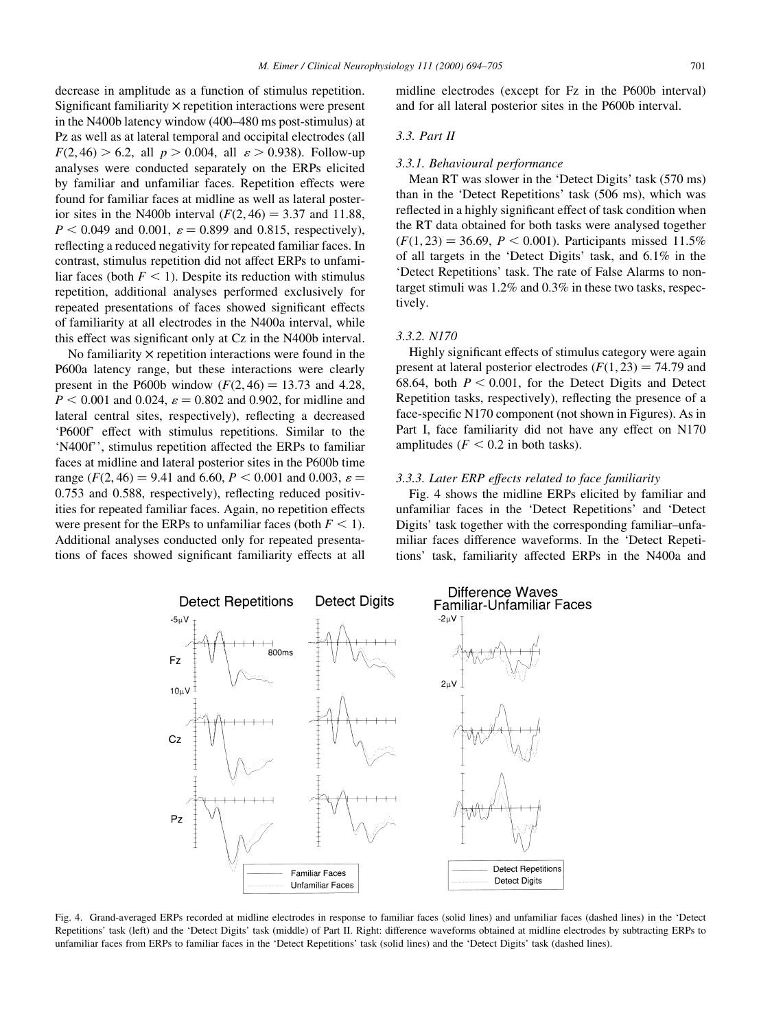decrease in amplitude as a function of stimulus repetition. Significant familiarity × repetition interactions were present in the N400b latency window (400–480 ms post-stimulus) at Pz as well as at lateral temporal and occipital electrodes (all $F(2,46) > 6.2$, all $p > 0.004$, all $\varepsilon > 0.938$). Follow-up analyses were conducted separately on the ERPs elicited by familiar and unfamiliar faces. Repetition effects were found for familiar faces at midline as well as lateral posterior sites in the N400b interval ($F(2,46) = 3.37$ and 11.88, $P < 0.049$ and 0.001, $\varepsilon = 0.899$ and 0.815, respectively), reflecting a reduced negativity for repeated familiar faces. In contrast, stimulus repetition did not affect ERPs to unfamiliar faces (both $F < 1$). Despite its reduction with stimulus repetition, additional analyses performed exclusively for repeated presentations of faces showed significant effects of familiarity at all electrodes in the N400a interval, while this effect was significant only at Cz in the N400b interval.

No familiarity × repetition interactions were found in the P600a latency range, but these interactions were clearly present in the P600b window ($F(2,46) = 13.73$ and 4.28, $P < 0.001$ and 0.024, $\varepsilon = 0.802$ and 0.902, for midline and lateral central sites, respectively), reflecting a decreased 'P600f' effect with stimulus repetitions. Similar to the 'N400f'', stimulus repetition affected the ERPs to familiar faces at midline and lateral posterior sites in the P600b time range ($F(2,46) = 9.41$ and 6.60, $P < 0.001$ and 0.003, $\varepsilon =$ 0.753 and 0.588, respectively), reflecting reduced positivities for repeated familiar faces. Again, no repetition effects were present for the ERPs to unfamiliar faces (both $F < 1$). Additional analyses conducted only for repeated presentations of faces showed significant familiarity effects at all midline electrodes (except for Fz in the P600b interval) and for all lateral posterior sites in the P600b interval.

### 3.3. Part II

#### 3.3.1. Behavioural performance

Mean RT was slower in the 'Detect Digits' task (570 ms) than in the 'Detect Repetitions' task (506 ms), which was reflected in a highly significant effect of task condition when the RT data obtained for both tasks were analysed together ($F(1,23) = 36.69$, $P < 0.001$). Participants missed 11.5% of all targets in the 'Detect Digits' task, and 6.1% in the 'Detect Repetitions' task. The rate of False Alarms to non-target stimuli was 1.2% and 0.3% in these two tasks, respectively.

#### 3.3.2. N170

Highly significant effects of stimulus category were again present at lateral posterior electrodes ($F(1,23) = 74.79$ and 68.64, both $P < 0.001$, for the Detect Digits and Detect Repetition tasks, respectively), reflecting the presence of a face-specific N170 component (not shown in Figures). As in Part I, face familiarity did not have any effect on N170 amplitudes ($F < 0.2$ in both tasks).

#### 3.3.3. Later ERP effects related to face familiarity

Fig. 4 shows the midline ERPs elicited by familiar and unfamiliar faces in the 'Detect Repetitions' and 'Detect Digits' task together with the corresponding familiar–unfamiliar faces difference waveforms. In the 'Detect Repetitions' task, familiarity affected ERPs in the N400a and

Fig. 4. Grand-averaged ERPs recorded at midline electrodes in response to familiar faces (solid lines) and unfamiliar faces (dashed lines) in the 'Detect Repetitions' task (left) and the 'Detect Digits' task (middle) of Part II. Right: difference waveforms obtained at midline electrodes by subtracting ERPs to unfamiliar faces from ERPs to familiar faces in the 'Detect Repetitions' task (solid lines) and the 'Detect Digits' task (dashed lines).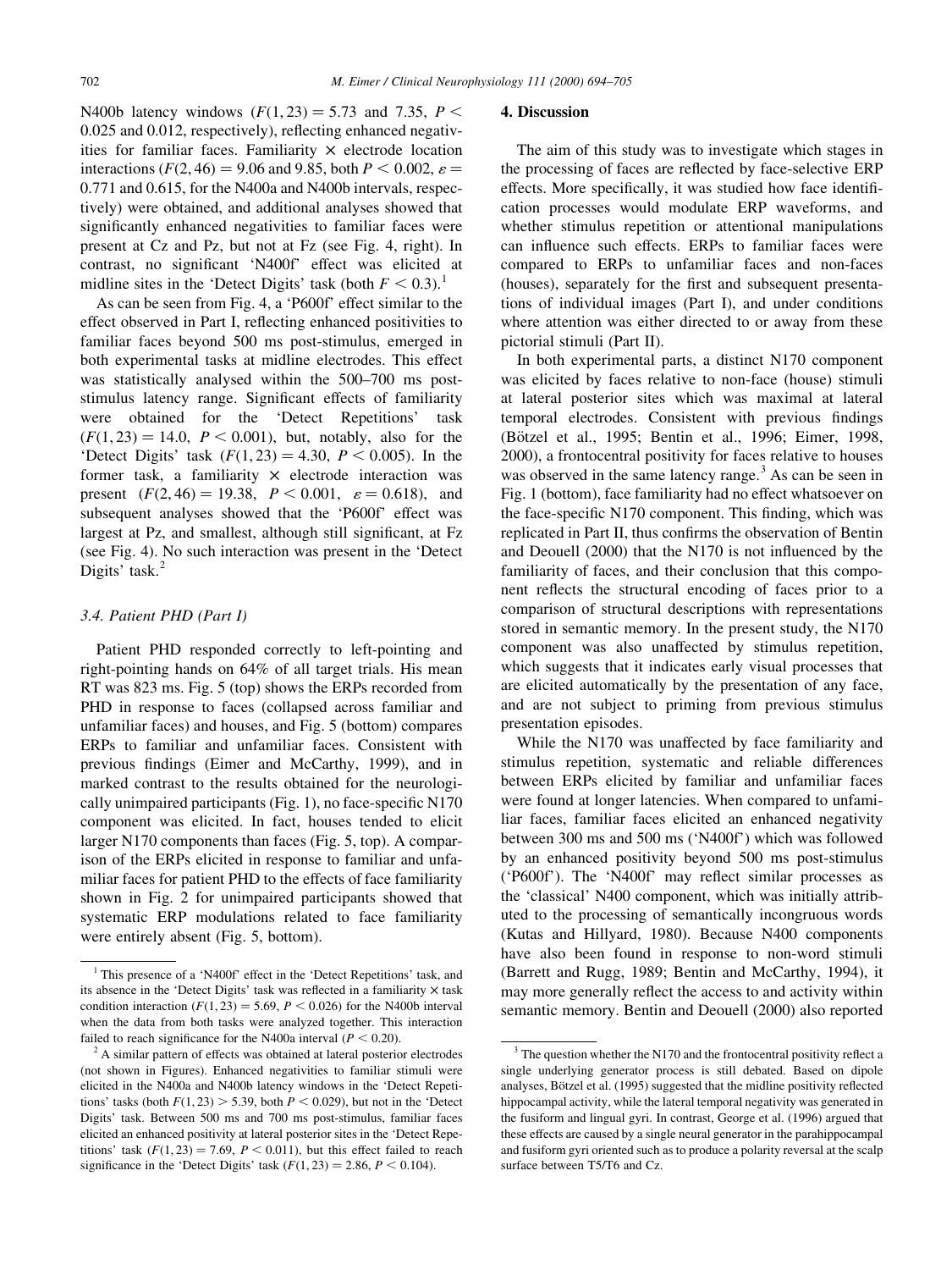N400b latency windows ($F(1, 23) = 5.73$ and 7.35, $P < 0.025$ and 0.012, respectively), reflecting enhanced negativities for familiar faces. Familiarity × electrode location interactions ($F(2, 46) = 9.06$ and 9.85, both $P < 0.002$, $\varepsilon = 0.771$ and 0.615, for the N400a and N400b intervals, respectively) were obtained, and additional analyses showed that significantly enhanced negativities to familiar faces were present at Cz and Pz, but not at Fz (see Fig. 4, right). In contrast, no significant 'N400f' effect was elicited at midline sites in the 'Detect Digits' task (both $F < 0.3$).[1]

As can be seen from Fig. 4, a 'P600f' effect similar to the effect observed in Part I, reflecting enhanced positivities to familiar faces beyond 500 ms post-stimulus, emerged in both experimental tasks at midline electrodes. This effect was statistically analysed within the 500–700 ms post-stimulus latency range. Significant effects of familiarity were obtained for the 'Detect Repetitions' task ($F(1, 23) = 14.0$, $P < 0.001$), but, notably, also for the 'Detect Digits' task ($F(1, 23) = 4.30$, $P < 0.005$). In the former task, a familiarity × electrode interaction was present ($F(2, 46) = 19.38$, $P < 0.001$, $\varepsilon = 0.618$), and subsequent analyses showed that the 'P600f' effect was largest at Pz, and smallest, although still significant, at Fz (see Fig. 4). No such interaction was present in the 'Detect Digits' task.[2]

### 3.4. Patient PHD (Part I)

Patient PHD responded correctly to left-pointing and right-pointing hands on 64% of all target trials. His mean RT was 823 ms. Fig. 5 (top) shows the ERPs recorded from PHD in response to faces (collapsed across familiar and unfamiliar faces) and houses, and Fig. 5 (bottom) compares ERPs to familiar and unfamiliar faces. Consistent with previous findings (Eimer and McCarthy, 1999), and in marked contrast to the results obtained for the neurologically unimpaired participants (Fig. 1), no face-specific N170 component was elicited. In fact, houses tended to elicit larger N170 components than faces (Fig. 5, top). A comparison of the ERPs elicited in response to familiar and unfamiliar faces for patient PHD to the effects of face familiarity shown in Fig. 2 for unimpaired participants showed that systematic ERP modulations related to face familiarity were entirely absent (Fig. 5, bottom).

[1] This presence of a 'N400f' effect in the 'Detect Repetitions' task, and its absence in the 'Detect Digits' task was reflected in a familiarity × task condition interaction ($F(1, 23) = 5.69$, $P < 0.026$) for the N400b interval when the data from both tasks were analyzed together. This interaction failed to reach significance for the N400a interval ($P < 0.20$).

[2] A similar pattern of effects was obtained at lateral posterior electrodes (not shown in Figures). Enhanced negativities to familiar stimuli were elicited in the N400a and N400b latency windows in the 'Detect Repetitions' tasks (both $F(1, 23) > 5.39$, both $P < 0.029$), but not in the 'Detect Digits' task. Between 500 ms and 700 ms post-stimulus, familiar faces elicited an enhanced positivity at lateral posterior sites in the 'Detect Repetitions' task ($F(1, 23) = 7.69$, $P < 0.011$), but this effect failed to reach significance in the 'Detect Digits' task ($F(1, 23) = 2.86$, $P < 0.104$).

## 4. Discussion

The aim of this study was to investigate which stages in the processing of faces are reflected by face-selective ERP effects. More specifically, it was studied how face identification processes would modulate ERP waveforms, and whether stimulus repetition or attentional manipulations can influence such effects. ERPs to familiar faces were compared to ERPs to unfamiliar faces and non-faces (houses), separately for the first and subsequent presentations of individual images (Part I), and under conditions where attention was either directed to or away from these pictorial stimuli (Part II).

In both experimental parts, a distinct N170 component was elicited by faces relative to non-face (house) stimuli at lateral posterior sites which was maximal at lateral temporal electrodes. Consistent with previous findings (Bötzel et al., 1995; Bentin et al., 1996; Eimer, 1998, 2000), a frontocentral positivity for faces relative to houses was observed in the same latency range.[3] As can be seen in Fig. 1 (bottom), face familiarity had no effect whatsoever on the face-specific N170 component. This finding, which was replicated in Part II, thus confirms the observation of Bentin and Deouell (2000) that the N170 is not influenced by the familiarity of faces, and their conclusion that this component reflects the structural encoding of faces prior to a comparison of structural descriptions with representations stored in semantic memory. In the present study, the N170 component was also unaffected by stimulus repetition, which suggests that it indicates early visual processes that are elicited automatically by the presentation of any face, and are not subject to priming from previous stimulus presentation episodes.

While the N170 was unaffected by face familiarity and stimulus repetition, systematic and reliable differences between ERPs elicited by familiar and unfamiliar faces were found at longer latencies. When compared to unfamiliar faces, familiar faces elicited an enhanced negativity between 300 ms and 500 ms ('N400f') which was followed by an enhanced positivity beyond 500 ms post-stimulus ('P600f'). The 'N400f' may reflect similar processes as the 'classical' N400 component, which was initially attributed to the processing of semantically incongruous words (Kutas and Hillyard, 1980). Because N400 components have also been found in response to non-word stimuli (Barrett and Rugg, 1989; Bentin and McCarthy, 1994), it may more generally reflect the access to and activity within semantic memory. Bentin and Deouell (2000) also reported

[3] The question whether the N170 and the frontocentral positivity reflect a single underlying generator process is still debated. Based on dipole analyses, Bötzel et al. (1995) suggested that the midline positivity reflected hippocampal activity, while the lateral temporal negativity was generated in the fusiform and lingual gyri. In contrast, George et al. (1996) argued that these effects are caused by a single neural generator in the parahippocampal and fusiform gyri oriented such as to produce a polarity reversal at the scalp surface between T5/T6 and Cz.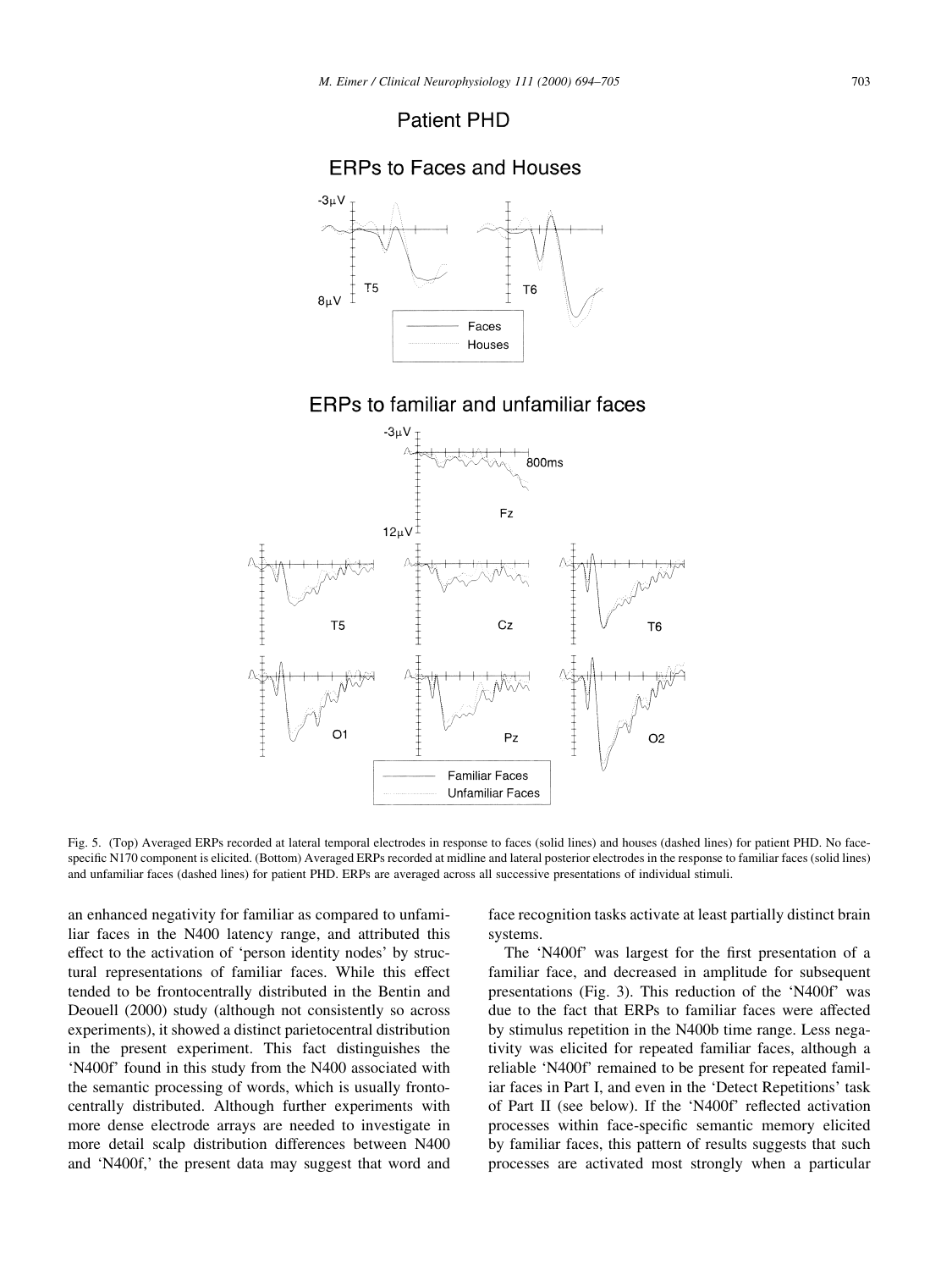Fig. 5. (Top) Averaged ERPs recorded at lateral temporal electrodes in response to faces (solid lines) and houses (dashed lines) for patient PHD. No face-specific N170 component is elicited. (Bottom) Averaged ERPs recorded at midline and lateral posterior electrodes in the response to familiar faces (solid lines) and unfamiliar faces (dashed lines) for patient PHD. ERPs are averaged across all successive presentations of individual stimuli.

an enhanced negativity for familiar as compared to unfamiliar faces in the N400 latency range, and attributed this effect to the activation of 'person identity nodes' by structural representations of familiar faces. While this effect tended to be frontocentrally distributed in the Bentin and Deouell (2000) study (although not consistently so across experiments), it showed a distinct parietocentral distribution in the present experiment. This fact distinguishes the 'N400f' found in this study from the N400 associated with the semantic processing of words, which is usually frontocentrally distributed. Although further experiments with more dense electrode arrays are needed to investigate in more detail scalp distribution differences between N400 and 'N400f,' the present data may suggest that word and face recognition tasks activate at least partially distinct brain systems.

The 'N400f' was largest for the first presentation of a familiar face, and decreased in amplitude for subsequent presentations (Fig. 3). This reduction of the 'N400f' was due to the fact that ERPs to familiar faces were affected by stimulus repetition in the N400b time range. Less negativity was elicited for repeated familiar faces, although a reliable 'N400f' remained to be present for repeated familiar faces in Part I, and even in the 'Detect Repetitions' task of Part II (see below). If the 'N400f' reflected activation processes within face-specific semantic memory elicited by familiar faces, this pattern of results suggests that such processes are activated most strongly when a particular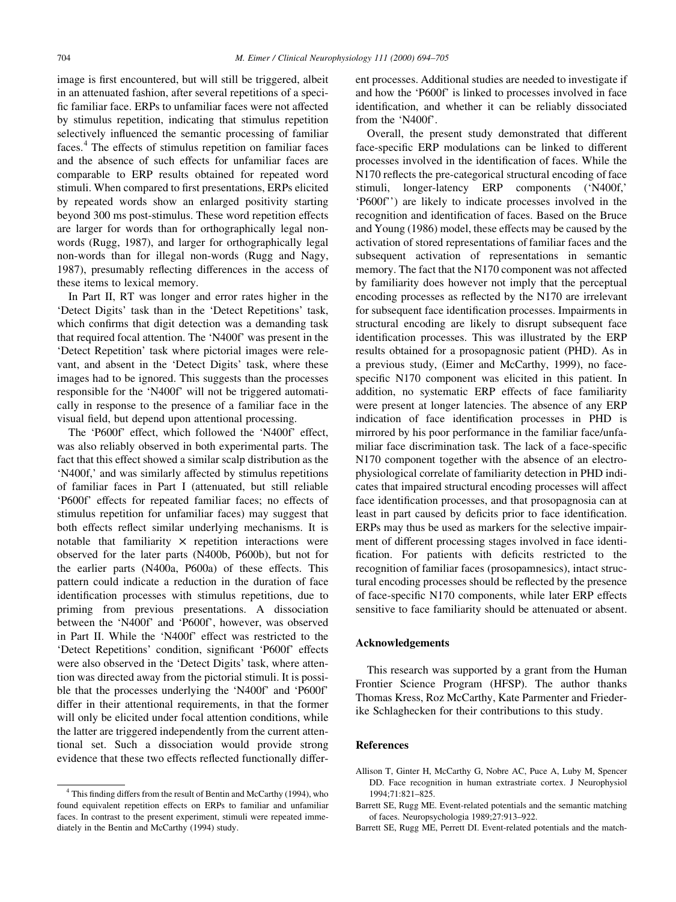image is first encountered, but will still be triggered, albeit in an attenuated fashion, after several repetitions of a specific familiar face. ERPs to unfamiliar faces were not affected by stimulus repetition, indicating that stimulus repetition selectively influenced the semantic processing of familiar faces.[4] The effects of stimulus repetition on familiar faces and the absence of such effects for unfamiliar faces are comparable to ERP results obtained for repeated word stimuli. When compared to first presentations, ERPs elicited by repeated words show an enlarged positivity starting beyond 300 ms post-stimulus. These word repetition effects are larger for words than for orthographically legal non-words (Rugg, 1987), and larger for orthographically legal non-words than for illegal non-words (Rugg and Nagy, 1987), presumably reflecting differences in the access of these items to lexical memory.

In Part II, RT was longer and error rates higher in the 'Detect Digits' task than in the 'Detect Repetitions' task, which confirms that digit detection was a demanding task that required focal attention. The 'N400f' was present in the 'Detect Repetition' task where pictorial images were relevant, and absent in the 'Detect Digits' task, where these images had to be ignored. This suggests than the processes responsible for the 'N400f' will not be triggered automatically in response to the presence of a familiar face in the visual field, but depend upon attentional processing.

The 'P600f' effect, which followed the 'N400f' effect, was also reliably observed in both experimental parts. The fact that this effect showed a similar scalp distribution as the 'N400f,' and was similarly affected by stimulus repetitions of familiar faces in Part I (attenuated, but still reliable 'P600f' effects for repeated familiar faces; no effects of stimulus repetition for unfamiliar faces) may suggest that both effects reflect similar underlying mechanisms. It is notable that familiarity × repetition interactions were observed for the later parts (N400b, P600b), but not for the earlier parts (N400a, P600a) of these effects. This pattern could indicate a reduction in the duration of face identification processes with stimulus repetitions, due to priming from previous presentations. A dissociation between the 'N400f' and 'P600f', however, was observed in Part II. While the 'N400f' effect was restricted to the 'Detect Repetitions' condition, significant 'P600f' effects were also observed in the 'Detect Digits' task, where attention was directed away from the pictorial stimuli. It is possible that the processes underlying the 'N400f' and 'P600f' differ in their attentional requirements, in that the former will only be elicited under focal attention conditions, while the latter are triggered independently from the current attentional set. Such a dissociation would provide strong evidence that these two effects reflected functionally different processes. Additional studies are needed to investigate if and how the 'P600f' is linked to processes involved in face identification, and whether it can be reliably dissociated from the 'N400f'.

Overall, the present study demonstrated that different face-specific ERP modulations can be linked to different processes involved in the identification of faces. While the N170 reflects the pre-categorical structural encoding of face stimuli, longer-latency ERP components ('N400f,' 'P600f'') are likely to indicate processes involved in the recognition and identification of faces. Based on the Bruce and Young (1986) model, these effects may be caused by the activation of stored representations of familiar faces and the subsequent activation of representations in semantic memory. The fact that the N170 component was not affected by familiarity does however not imply that the perceptual encoding processes as reflected by the N170 are irrelevant for subsequent face identification processes. Impairments in structural encoding are likely to disrupt subsequent face identification processes. This was illustrated by the ERP results obtained for a prosopagnosic patient (PHD). As in a previous study, (Eimer and McCarthy, 1999), no face-specific N170 component was elicited in this patient. In addition, no systematic ERP effects of face familiarity were present at longer latencies. The absence of any ERP indication of face identification processes in PHD is mirrored by his poor performance in the familiar face/unfamiliar face discrimination task. The lack of a face-specific N170 component together with the absence of an electrophysiological correlate of familiarity detection in PHD indicates that impaired structural encoding processes will affect face identification processes, and that prosopagnosia can at least in part caused by deficits prior to face identification. ERPs may thus be used as markers for the selective impairment of different processing stages involved in face identification. For patients with deficits restricted to the recognition of familiar faces (prosopamnesics), intact structural encoding processes should be reflected by the presence of face-specific N170 components, while later ERP effects sensitive to face familiarity should be attenuated or absent.

## Acknowledgements

This research was supported by a grant from the Human Frontier Science Program (HFSP). The author thanks Thomas Kress, Roz McCarthy, Kate Parmenter and Friederike Schlaghecken for their contributions to this study.

## References

Allison T, Ginter H, McCarthy G, Nobre AC, Puce A, Luby M, Spencer DD. Face recognition in human extrastriate cortex. J Neurophysiol 1994;71:821–825.

Barrett SE, Rugg ME. Event-related potentials and the semantic matching of faces. Neuropsychologia 1989;27:913–922.

Barrett SE, Rugg ME, Perrett DI. Event-related potentials and the match-

[4] This finding differs from the result of Bentin and McCarthy (1994), who found equivalent repetition effects on ERPs to familiar and unfamiliar faces. In contrast to the present experiment, stimuli were repeated immediately in the Bentin and McCarthy (1994) study.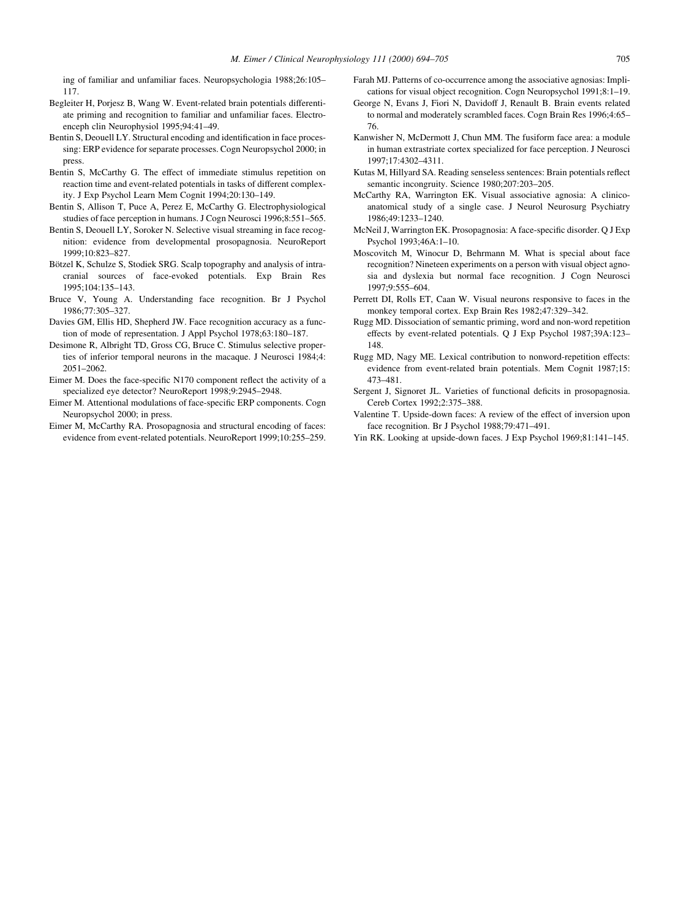ing of familiar and unfamiliar faces. Neuropsychologia 1988;26:105–117.

Begleiter H, Porjesz B, Wang W. Event-related brain potentials differentiate priming and recognition to familiar and unfamiliar faces. Electroenceph clin Neurophysiol 1995;94:41–49.

Bentin S, Deouell LY. Structural encoding and identification in face processing: ERP evidence for separate processes. Cogn Neuropsychol 2000; in press.

Bentin S, McCarthy G. The effect of immediate stimulus repetition on reaction time and event-related potentials in tasks of different complexity. J Exp Psychol Learn Mem Cognit 1994;20:130–149.

Bentin S, Allison T, Puce A, Perez E, McCarthy G. Electrophysiological studies of face perception in humans. J Cogn Neurosci 1996;8:551–565.

Bentin S, Deouell LY, Soroker N. Selective visual streaming in face recognition: evidence from developmental prosopagnosia. NeuroReport 1999;10:823–827.

Bötzel K, Schulze S, Stodiek SRG. Scalp topography and analysis of intracranial sources of face-evoked potentials. Exp Brain Res 1995;104:135–143.

Bruce V, Young A. Understanding face recognition. Br J Psychol 1986;77:305–327.

Davies GM, Ellis HD, Shepherd JW. Face recognition accuracy as a function of mode of representation. J Appl Psychol 1978;63:180–187.

Desimone R, Albright TD, Gross CG, Bruce C. Stimulus selective properties of inferior temporal neurons in the macaque. J Neurosci 1984;4:2051–2062.

Eimer M. Does the face-specific N170 component reflect the activity of a specialized eye detector? NeuroReport 1998;9:2945–2948.

Eimer M. Attentional modulations of face-specific ERP components. Cogn Neuropsychol 2000; in press.

Eimer M, McCarthy RA. Prosopagnosia and structural encoding of faces: evidence from event-related potentials. NeuroReport 1999;10:255–259.

Farah MJ. Patterns of co-occurrence among the associative agnosias: Implications for visual object recognition. Cogn Neuropsychol 1991;8:1–19.

George N, Evans J, Fiori N, Davidoff J, Renault B. Brain events related to normal and moderately scrambled faces. Cogn Brain Res 1996;4:65–76.

Kanwisher N, McDermott J, Chun MM. The fusiform face area: a module in human extrastriate cortex specialized for face perception. J Neurosci 1997;17:4302–4311.

Kutas M, Hillyard SA. Reading senseless sentences: Brain potentials reflect semantic incongruity. Science 1980;207:203–205.

McCarthy RA, Warrington EK. Visual associative agnosia: A clinico-anatomical study of a single case. J Neurol Neurosurg Psychiatry 1986;49:1233–1240.

McNeil J, Warrington EK. Prosopagnosia: A face-specific disorder. Q J Exp Psychol 1993;46A:1–10.

Moscovitch M, Winocur D, Behrmann M. What is special about face recognition? Nineteen experiments on a person with visual object agnosia and dyslexia but normal face recognition. J Cogn Neurosci 1997;9:555–604.

Perrett DI, Rolls ET, Caan W. Visual neurons responsive to faces in the monkey temporal cortex. Exp Brain Res 1982;47:329–342.

Rugg MD. Dissociation of semantic priming, word and non-word repetition effects by event-related potentials. Q J Exp Psychol 1987;39A:123–148.

Rugg MD, Nagy ME. Lexical contribution to nonword-repetition effects: evidence from event-related brain potentials. Mem Cognit 1987;15:473–481.

Sergent J, Signoret JL. Varieties of functional deficits in prosopagnosia. Cereb Cortex 1992;2:375–388.

Valentine T. Upside-down faces: A review of the effect of inversion upon face recognition. Br J Psychol 1988;79:471–491.

Yin RK. Looking at upside-down faces. J Exp Psychol 1969;81:141–145.